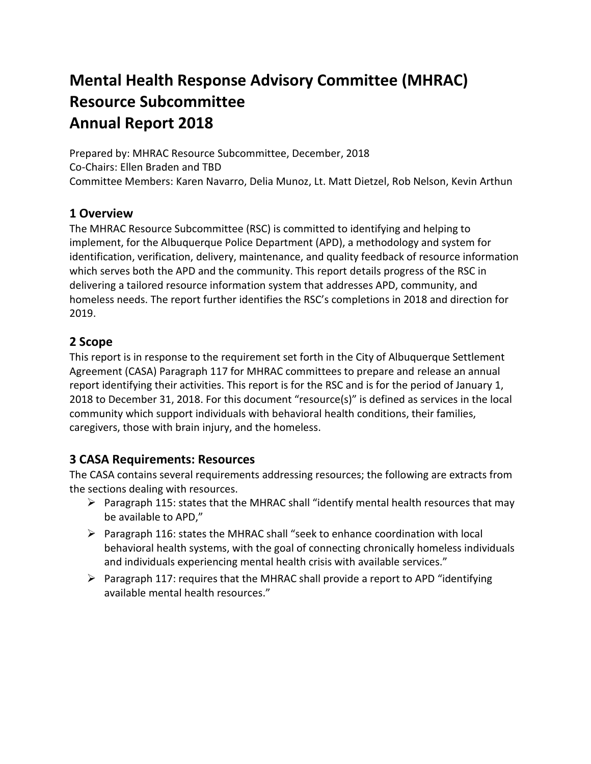# Mental Health Response Advisory Committee (MHRAC) Resource Subcommittee Annual Report 2018

Prepared by: MHRAC Resource Subcommittee, December, 2018
Co-Chairs: Ellen Braden and TBD
Committee Members: Karen Navarro, Delia Munoz, Lt. Matt Dietzel, Rob Nelson, Kevin Arthun

## 1 Overview

The MHRAC Resource Subcommittee (RSC) is committed to identifying and helping to implement, for the Albuquerque Police Department (APD), a methodology and system for identification, verification, delivery, maintenance, and quality feedback of resource information which serves both the APD and the community. This report details progress of the RSC in delivering a tailored resource information system that addresses APD, community, and homeless needs. The report further identifies the RSC's completions in 2018 and direction for 2019.

## 2 Scope

This report is in response to the requirement set forth in the City of Albuquerque Settlement Agreement (CASA) Paragraph 117 for MHRAC committees to prepare and release an annual report identifying their activities. This report is for the RSC and is for the period of January 1, 2018 to December 31, 2018. For this document "resource(s)" is defined as services in the local community which support individuals with behavioral health conditions, their families, caregivers, those with brain injury, and the homeless.

## 3 CASA Requirements: Resources

The CASA contains several requirements addressing resources; the following are extracts from the sections dealing with resources.

- Paragraph 115: states that the MHRAC shall "identify mental health resources that may be available to APD,"
- Paragraph 116: states the MHRAC shall "seek to enhance coordination with local behavioral health systems, with the goal of connecting chronically homeless individuals and individuals experiencing mental health crisis with available services."
- Paragraph 117: requires that the MHRAC shall provide a report to APD "identifying available mental health resources."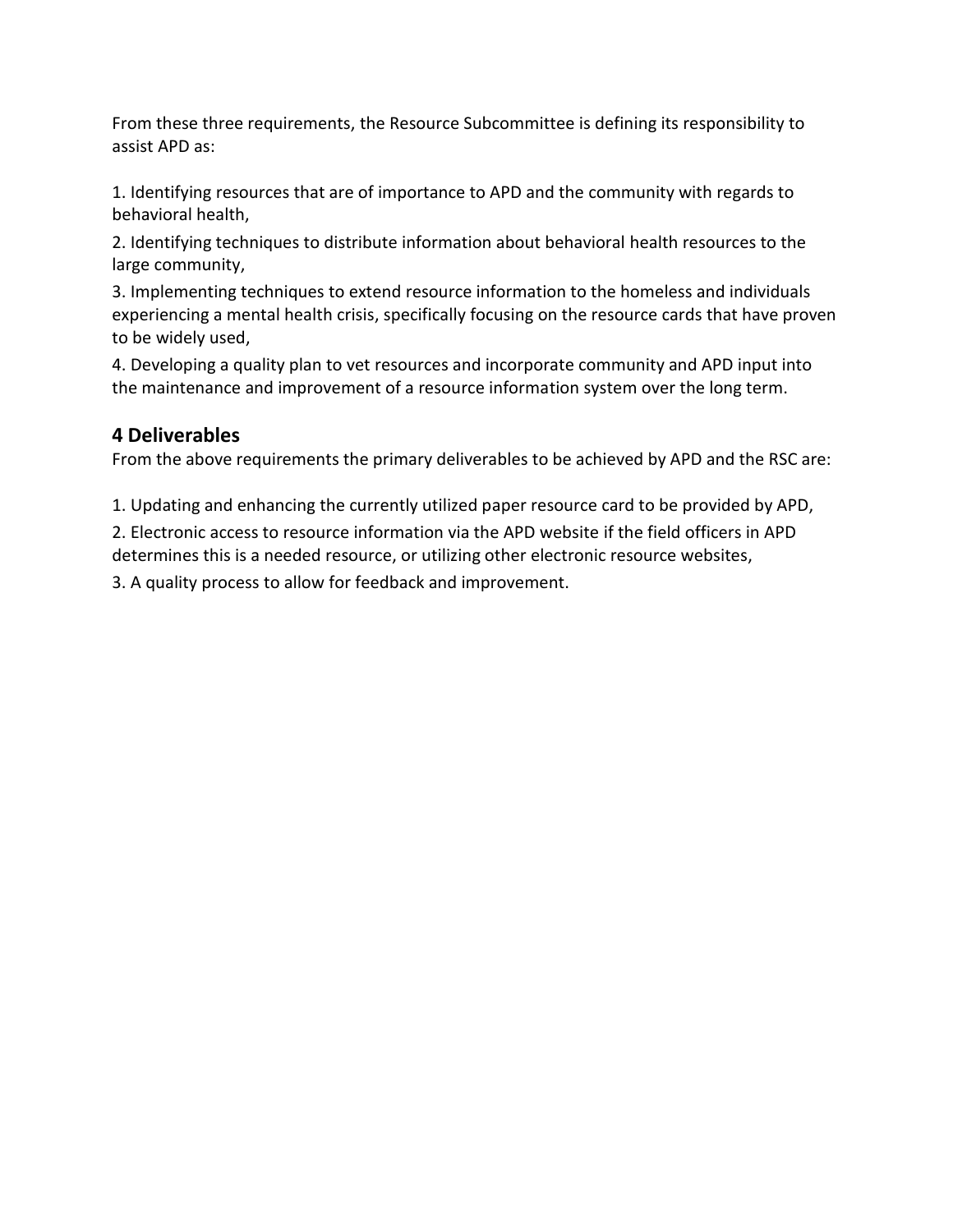From these three requirements, the Resource Subcommittee is defining its responsibility to assist APD as:

1. Identifying resources that are of importance to APD and the community with regards to behavioral health,
2. Identifying techniques to distribute information about behavioral health resources to the large community,
3. Implementing techniques to extend resource information to the homeless and individuals experiencing a mental health crisis, specifically focusing on the resource cards that have proven to be widely used,
4. Developing a quality plan to vet resources and incorporate community and APD input into the maintenance and improvement of a resource information system over the long term.

## 4 Deliverables

From the above requirements the primary deliverables to be achieved by APD and the RSC are:

1. Updating and enhancing the currently utilized paper resource card to be provided by APD,
2. Electronic access to resource information via the APD website if the field officers in APD determines this is a needed resource, or utilizing other electronic resource websites,
3. A quality process to allow for feedback and improvement.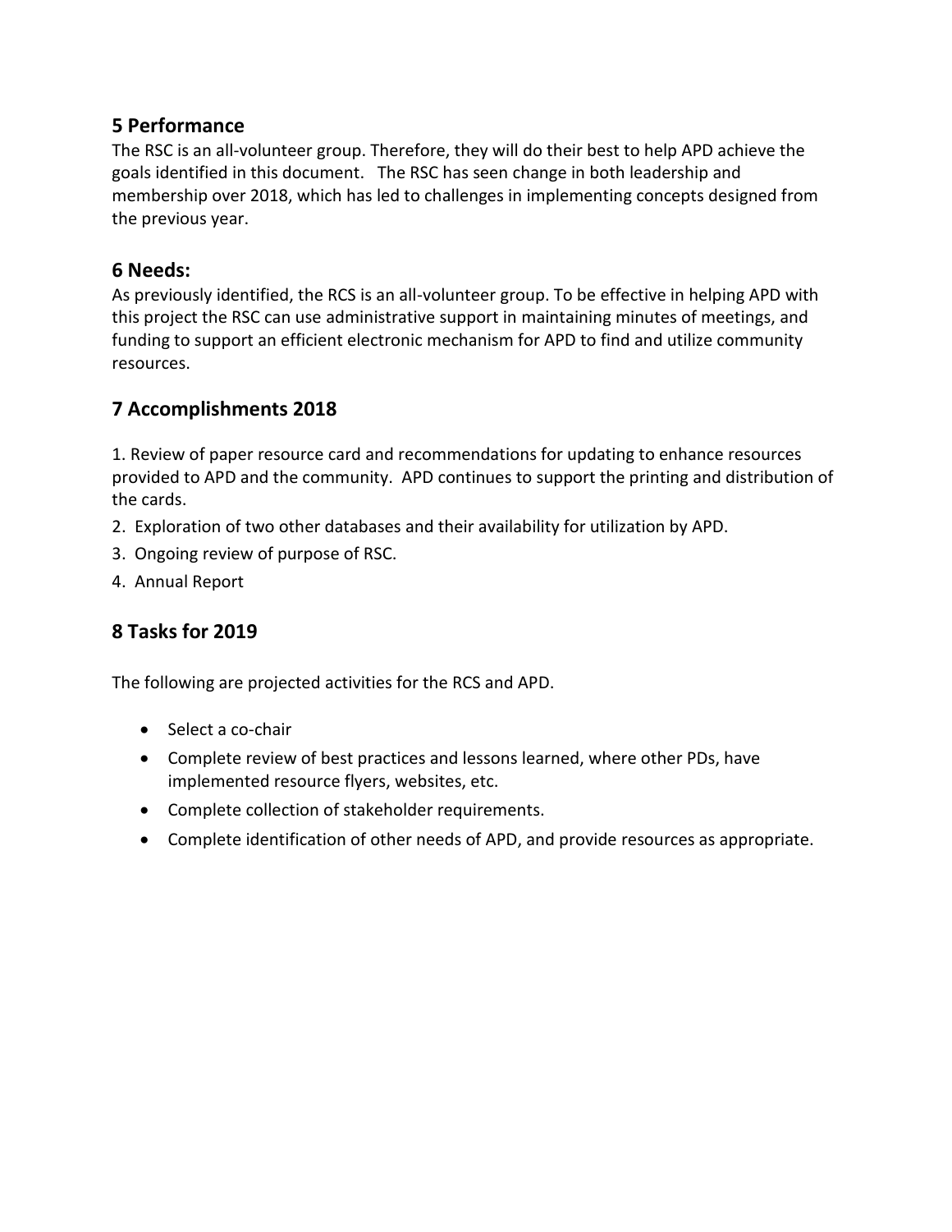## 5 Performance

The RSC is an all-volunteer group. Therefore, they will do their best to help APD achieve the goals identified in this document. The RSC has seen change in both leadership and membership over 2018, which has led to challenges in implementing concepts designed from the previous year.

## 6 Needs:

As previously identified, the RCS is an all-volunteer group. To be effective in helping APD with this project the RSC can use administrative support in maintaining minutes of meetings, and funding to support an efficient electronic mechanism for APD to find and utilize community resources.

## 7 Accomplishments 2018

1. Review of paper resource card and recommendations for updating to enhance resources provided to APD and the community. APD continues to support the printing and distribution of the cards.
2. Exploration of two other databases and their availability for utilization by APD.
3. Ongoing review of purpose of RSC.
4. Annual Report

## 8 Tasks for 2019

The following are projected activities for the RCS and APD.

- Select a co-chair
- Complete review of best practices and lessons learned, where other PDs, have implemented resource flyers, websites, etc.
- Complete collection of stakeholder requirements.
- Complete identification of other needs of APD, and provide resources as appropriate.